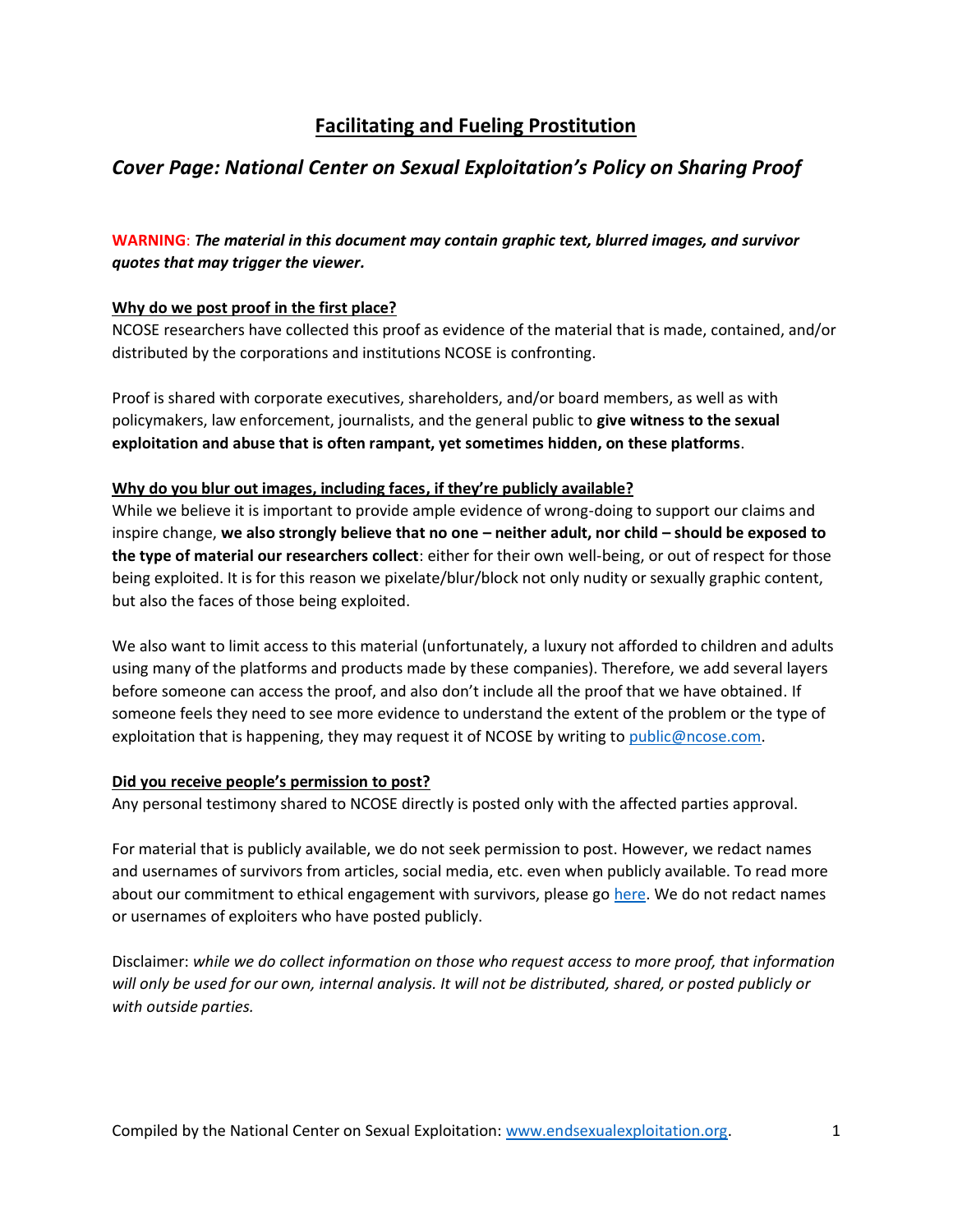# Facilitating and Fueling Prostitution

## *Cover Page: National Center on Sexual Exploitation's Policy on Sharing Proof*

**WARNING**: ***The material in this document may contain graphic text, blurred images, and survivor quotes that may trigger the viewer.***

**Why do we post proof in the first place?**

NCOSE researchers have collected this proof as evidence of the material that is made, contained, and/or distributed by the corporations and institutions NCOSE is confronting.

Proof is shared with corporate executives, shareholders, and/or board members, as well as with policymakers, law enforcement, journalists, and the general public to **give witness to the sexual exploitation and abuse that is often rampant, yet sometimes hidden, on these platforms**.

**Why do you blur out images, including faces, if they're publicly available?**

While we believe it is important to provide ample evidence of wrong-doing to support our claims and inspire change, **we also strongly believe that no one – neither adult, nor child – should be exposed to the type of material our researchers collect**: either for their own well-being, or out of respect for those being exploited. It is for this reason we pixelate/blur/block not only nudity or sexually graphic content, but also the faces of those being exploited.

We also want to limit access to this material (unfortunately, a luxury not afforded to children and adults using many of the platforms and products made by these companies). Therefore, we add several layers before someone can access the proof, and also don't include all the proof that we have obtained. If someone feels they need to see more evidence to understand the extent of the problem or the type of exploitation that is happening, they may request it of NCOSE by writing to public@ncose.com.

**Did you receive people's permission to post?**

Any personal testimony shared to NCOSE directly is posted only with the affected parties approval.

For material that is publicly available, we do not seek permission to post. However, we redact names and usernames of survivors from articles, social media, etc. even when publicly available. To read more about our commitment to ethical engagement with survivors, please go here. We do not redact names or usernames of exploiters who have posted publicly.

Disclaimer: *while we do collect information on those who request access to more proof, that information will only be used for our own, internal analysis. It will not be distributed, shared, or posted publicly or with outside parties.*

Compiled by the National Center on Sexual Exploitation: www.endsexualexploitation.org.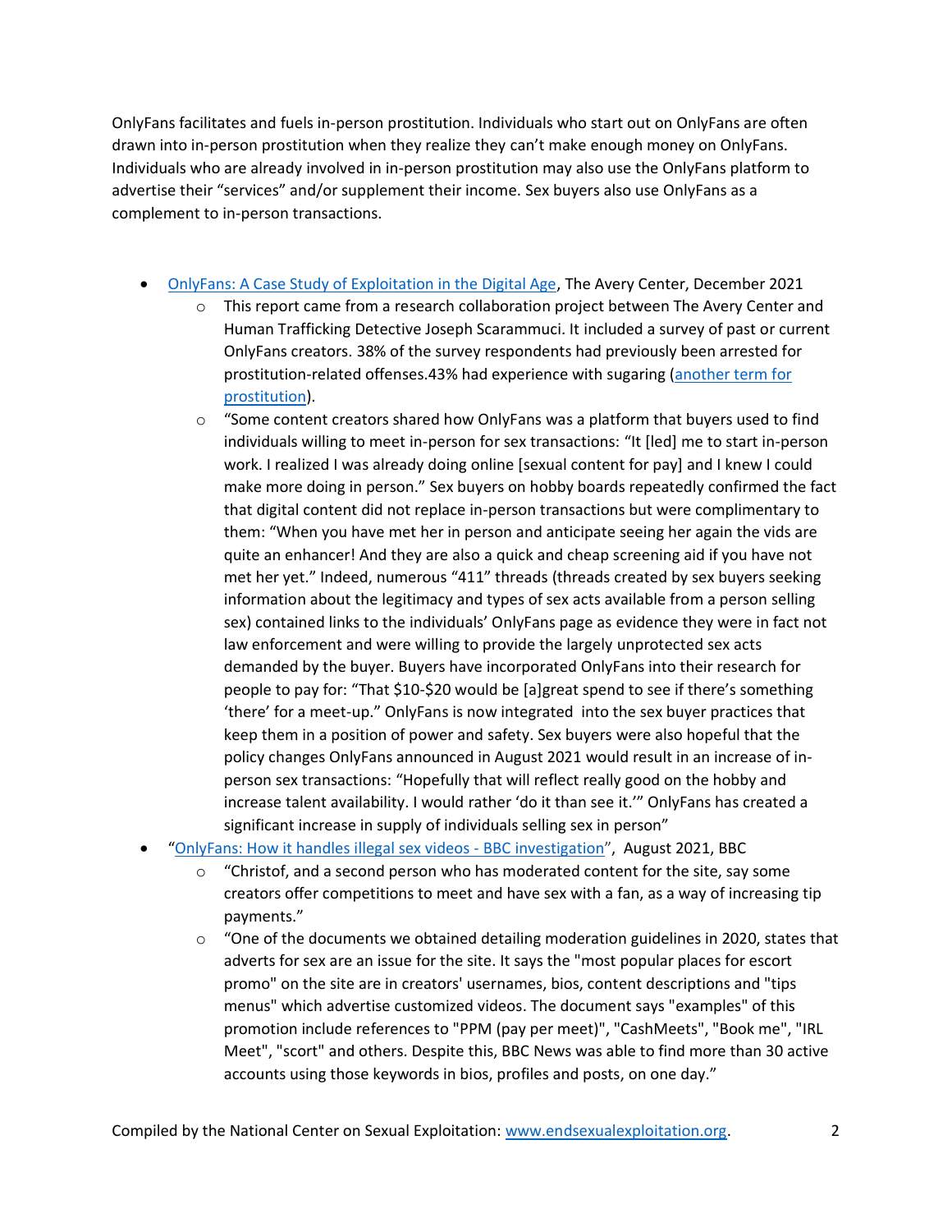OnlyFans facilitates and fuels in-person prostitution. Individuals who start out on OnlyFans are often drawn into in-person prostitution when they realize they can't make enough money on OnlyFans. Individuals who are already involved in in-person prostitution may also use the OnlyFans platform to advertise their "services" and/or supplement their income. Sex buyers also use OnlyFans as a complement to in-person transactions.

- [OnlyFans: A Case Study of Exploitation in the Digital Age](), The Avery Center, December 2021
    - This report came from a research collaboration project between The Avery Center and Human Trafficking Detective Joseph Scarammuci. It included a survey of past or current OnlyFans creators. 38% of the survey respondents had previously been arrested for prostitution-related offenses.43% had experience with sugaring ([another term for prostitution]()).
    - "Some content creators shared how OnlyFans was a platform that buyers used to find individuals willing to meet in-person for sex transactions: "It [led] me to start in-person work. I realized I was already doing online [sexual content for pay] and I knew I could make more doing in person." Sex buyers on hobby boards repeatedly confirmed the fact that digital content did not replace in-person transactions but were complimentary to them: "When you have met her in person and anticipate seeing her again the vids are quite an enhancer! And they are also a quick and cheap screening aid if you have not met her yet." Indeed, numerous "411" threads (threads created by sex buyers seeking information about the legitimacy and types of sex acts available from a person selling sex) contained links to the individuals' OnlyFans page as evidence they were in fact not law enforcement and were willing to provide the largely unprotected sex acts demanded by the buyer. Buyers have incorporated OnlyFans into their research for people to pay for: "That $10-$20 would be [a]great spend to see if there's something 'there' for a meet-up." OnlyFans is now integrated into the sex buyer practices that keep them in a position of power and safety. Sex buyers were also hopeful that the policy changes OnlyFans announced in August 2021 would result in an increase of in-person sex transactions: "Hopefully that will reflect really good on the hobby and increase talent availability. I would rather 'do it than see it.'" OnlyFans has created a significant increase in supply of individuals selling sex in person"
- "[OnlyFans: How it handles illegal sex videos - BBC investigation]()", August 2021, BBC
    - "Christof, and a second person who has moderated content for the site, say some creators offer competitions to meet and have sex with a fan, as a way of increasing tip payments."
    - "One of the documents we obtained detailing moderation guidelines in 2020, states that adverts for sex are an issue for the site. It says the "most popular places for escort promo" on the site are in creators' usernames, bios, content descriptions and "tips menus" which advertise customized videos. The document says "examples" of this promotion include references to "PPM (pay per meet)", "CashMeets", "Book me", "IRL Meet", "scort" and others. Despite this, BBC News was able to find more than 30 active accounts using those keywords in bios, profiles and posts, on one day."

Compiled by the National Center on Sexual Exploitation: [www.endsexualexploitation.org]().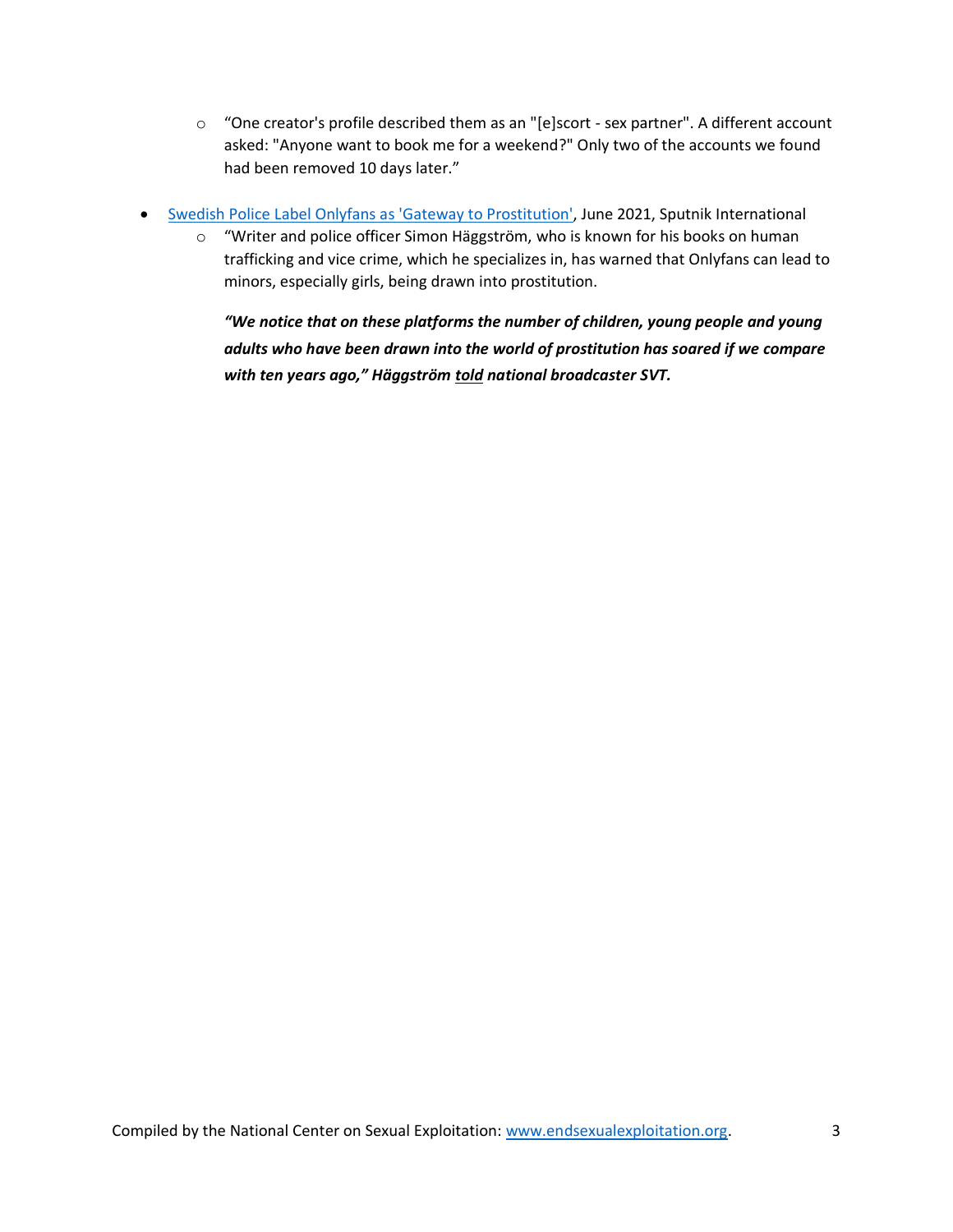- “One creator's profile described them as an "[e]scort - sex partner". A different account asked: "Anyone want to book me for a weekend?" Only two of the accounts we found had been removed 10 days later.”

- [Swedish Police Label Onlyfans as 'Gateway to Prostitution'](), June 2021, Sputnik International
    - “Writer and police officer Simon Häggström, who is known for his books on human trafficking and vice crime, which he specializes in, has warned that Onlyfans can lead to minors, especially girls, being drawn into prostitution.

      ***“We notice that on these platforms the number of children, young people and young adults who have been drawn into the world of prostitution has soared if we compare with ten years ago,” Häggström [told]() national broadcaster SVT.***

Compiled by the National Center on Sexual Exploitation: [www.endsexualexploitation.org](www.endsexualexploitation.org).